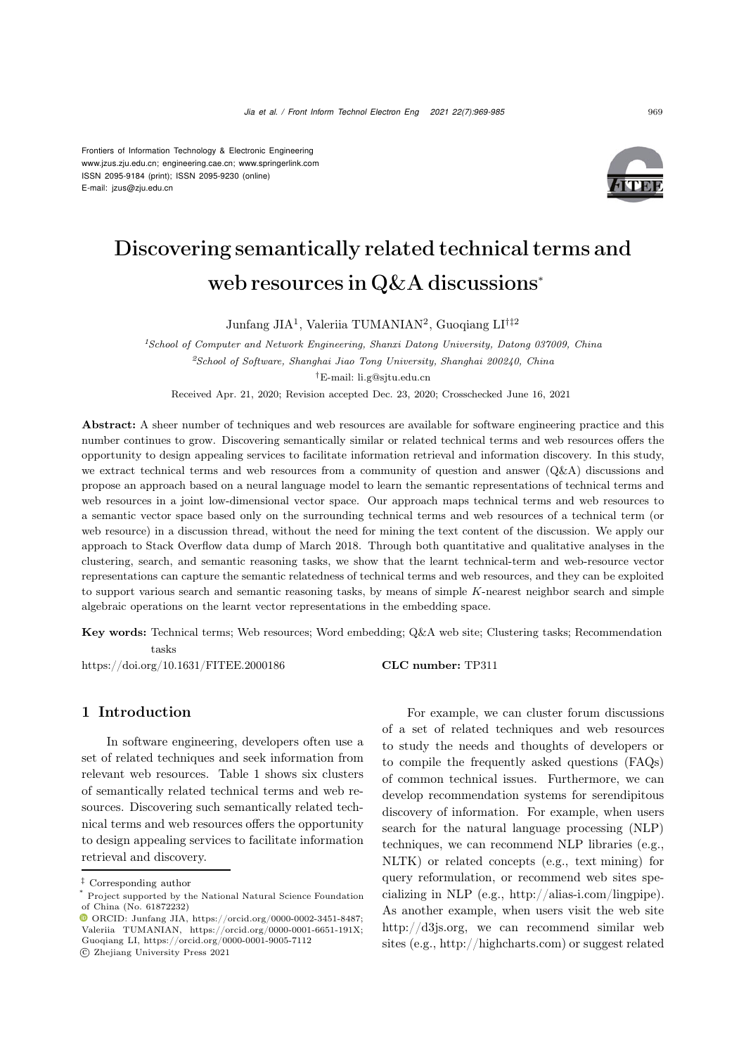Frontiers of Information Technology & Electronic Engineering
www.jzus.zju.edu.cn; engineering.cae.cn; www.springerlink.com
ISSN 2095-9184 (print); ISSN 2095-9230 (online)
E-mail: jzus@zju.edu.cn

# Discovering semantically related technical terms and web resources in Q&A discussions*

Junfang JIA[1], Valeriia TUMANIAN[2], Guoqiang LI[†‡2]

[1]*School of Computer and Network Engineering, Shanxi Datong University, Datong 037009, China*

[2]*School of Software, Shanghai Jiao Tong University, Shanghai 200240, China*

[†]E-mail: li.g@sjtu.edu.cn

Received Apr. 21, 2020; Revision accepted Dec. 23, 2020; Crosschecked June 16, 2021

**Abstract:** A sheer number of techniques and web resources are available for software engineering practice and this number continues to grow. Discovering semantically similar or related technical terms and web resources offers the opportunity to design appealing services to facilitate information retrieval and information discovery. In this study, we extract technical terms and web resources from a community of question and answer (Q&A) discussions and propose an approach based on a neural language model to learn the semantic representations of technical terms and web resources in a joint low-dimensional vector space. Our approach maps technical terms and web resources to a semantic vector space based only on the surrounding technical terms and web resources of a technical term (or web resource) in a discussion thread, without the need for mining the text content of the discussion. We apply our approach to Stack Overflow data dump of March 2018. Through both quantitative and qualitative analyses in the clustering, search, and semantic reasoning tasks, we show that the learnt technical-term and web-resource vector representations can capture the semantic relatedness of technical terms and web resources, and they can be exploited to support various search and semantic reasoning tasks, by means of simple $K$-nearest neighbor search and simple algebraic operations on the learnt vector representations in the embedding space.

**Key words:** Technical terms; Web resources; Word embedding; Q&A web site; Clustering tasks; Recommendation tasks

https://doi.org/10.1631/FITEE.2000186 **CLC number:** TP311

## 1 Introduction

In software engineering, developers often use a set of related techniques and seek information from relevant web resources. Table 1 shows six clusters of semantically related technical terms and web resources. Discovering such semantically related technical terms and web resources offers the opportunity to design appealing services to facilitate information retrieval and discovery.

For example, we can cluster forum discussions of a set of related techniques and web resources to study the needs and thoughts of developers or to compile the frequently asked questions (FAQs) of common technical issues. Furthermore, we can develop recommendation systems for serendipitous discovery of information. For example, when users search for the natural language processing (NLP) techniques, we can recommend NLP libraries (e.g., NLTK) or related concepts (e.g., text mining) for query reformulation, or recommend web sites specializing in NLP (e.g., http://alias-i.com/lingpipe). As another example, when users visit the web site http://d3js.org, we can recommend similar web sites (e.g., http://highcharts.com) or suggest related

---

‡ Corresponding author

\* Project supported by the National Natural Science Foundation of China (No. 61872232)

ORCID: Junfang JIA, https://orcid.org/0000-0002-3451-8487; Valeriia TUMANIAN, https://orcid.org/0000-0001-6651-191X; Guoqiang LI, https://orcid.org/0000-0001-9005-7112

© Zhejiang University Press 2021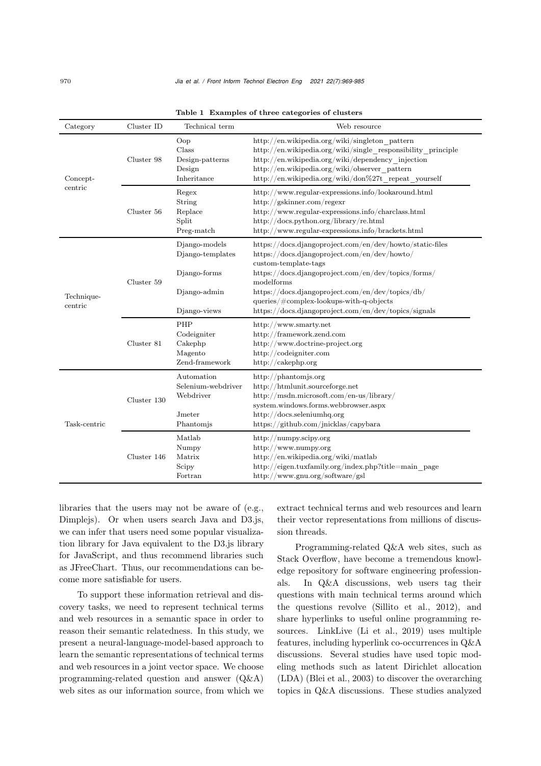**Table 1 Examples of three categories of clusters**

| Category | Cluster ID | Technical term | Web resource |
|---|---|---|---|
| Concept-centric | Cluster 98 | Oop | http://en.wikipedia.org/wiki/singleton_pattern |
| | | Class | http://en.wikipedia.org/wiki/single_responsibility_principle |
| | | Design-patterns | http://en.wikipedia.org/wiki/dependency_injection |
| | | Design | http://en.wikipedia.org/wiki/observer_pattern |
| | | Inheritance | http://en.wikipedia.org/wiki/don%27t_repeat_yourself |
| | Cluster 56 | Regex | http://www.regular-expressions.info/lookaround.html |
| | | String | http://gskinner.com/regexr |
| | | Replace | http://www.regular-expressions.info/charclass.html |
| | | Split | http://docs.python.org/library/re.html |
| | | Preg-match | http://www.regular-expressions.info/brackets.html |
| Technique-centric | Cluster 59 | Django-models | https://docs.djangoproject.com/en/dev/howto/static-files |
| | | Django-templates | https://docs.djangoproject.com/en/dev/howto/custom-template-tags |
| | | Django-forms | https://docs.djangoproject.com/en/dev/topics/forms/modelforms |
| | | Django-admin | https://docs.djangoproject.com/en/dev/topics/db/queries/#complex-lookups-with-q-objects |
| | | Django-views | https://docs.djangoproject.com/en/dev/topics/signals |
| | Cluster 81 | PHP | http://www.smarty.net |
| | | Codeigniter | http://framework.zend.com |
| | | Cakephp | http://www.doctrine-project.org |
| | | Magento | http://codeigniter.com |
| | | Zend-framework | http://cakephp.org |
| Task-centric | Cluster 130 | Automation | http://phantomjs.org |
| | | Selenium-webdriver | http://htmlunit.sourceforge.net |
| | | Webdriver | http://msdn.microsoft.com/en-us/library/system.windows.forms.webbrowser.aspx |
| | | Jmeter | http://docs.seleniumhq.org |
| | | Phantomjs | https://github.com/jnicklas/capybara |
| | Cluster 146 | Matlab | http://numpy.scipy.org |
| | | Numpy | http://www.numpy.org |
| | | Matrix | http://en.wikipedia.org/wiki/matlab |
| | | Scipy | http://eigen.tuxfamily.org/index.php?title=main_page |
| | | Fortran | http://www.gnu.org/software/gsl |

libraries that the users may not be aware of (e.g., Dimplejs). Or when users search Java and D3.js, we can infer that users need some popular visualization library for Java equivalent to the D3.js library for JavaScript, and thus recommend libraries such as JFreeChart. Thus, our recommendations can become more satisfiable for users.

To support these information retrieval and discovery tasks, we need to represent technical terms and web resources in a semantic space in order to reason their semantic relatedness. In this study, we present a neural-language-model-based approach to learn the semantic representations of technical terms and web resources in a joint vector space. We choose programming-related question and answer (Q&A) web sites as our information source, from which we extract technical terms and web resources and learn their vector representations from millions of discussion threads.

Programming-related Q&A web sites, such as Stack Overflow, have become a tremendous knowledge repository for software engineering professionals. In Q&A discussions, web users tag their questions with main technical terms around which the questions revolve (Sillito et al., 2012), and share hyperlinks to useful online programming resources. LinkLive (Li et al., 2019) uses multiple features, including hyperlink co-occurrences in Q&A discussions. Several studies have used topic modeling methods such as latent Dirichlet allocation (LDA) (Blei et al., 2003) to discover the overarching topics in Q&A discussions. These studies analyzed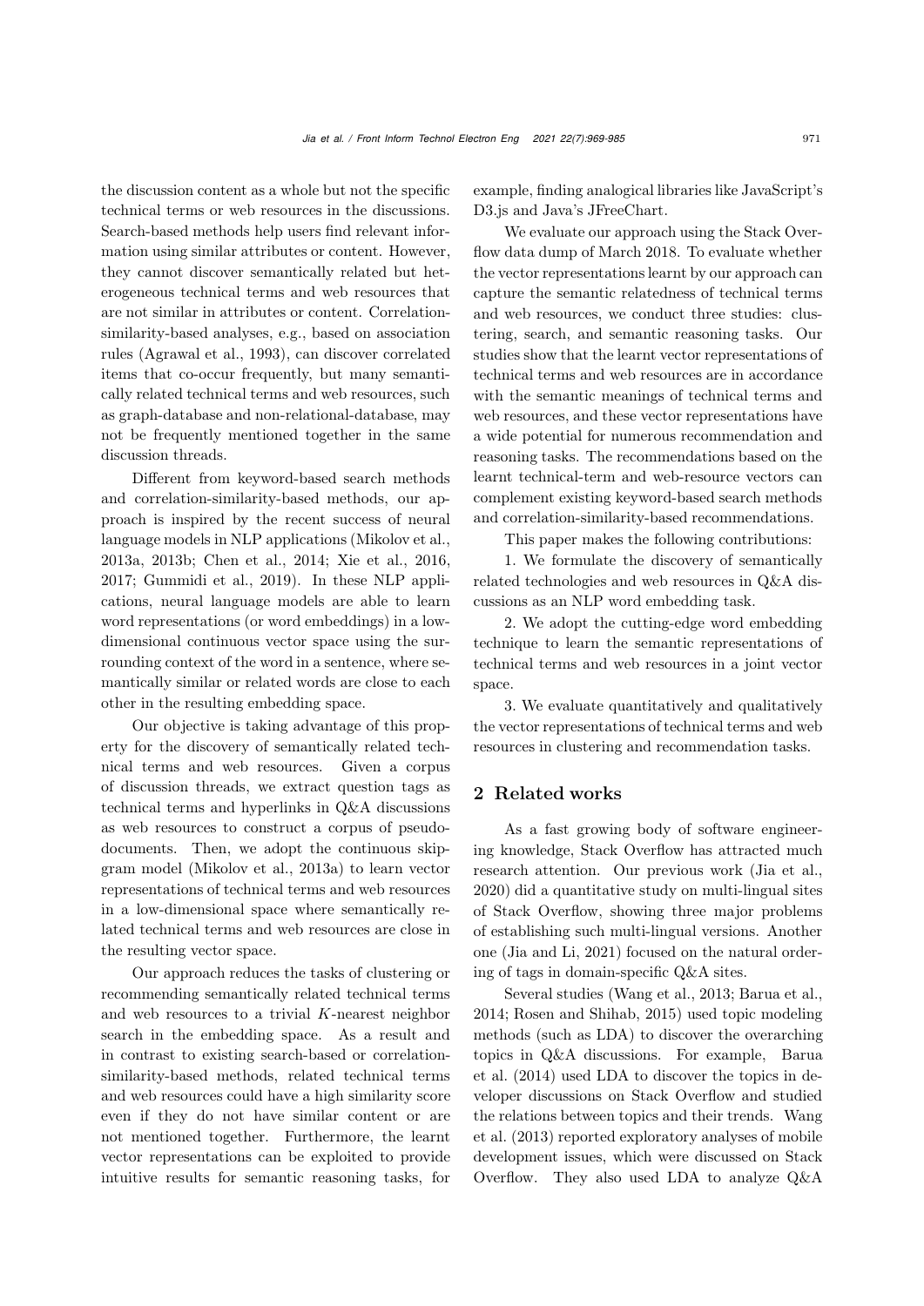the discussion content as a whole but not the specific technical terms or web resources in the discussions. Search-based methods help users find relevant information using similar attributes or content. However, they cannot discover semantically related but heterogeneous technical terms and web resources that are not similar in attributes or content. Correlation-similarity-based analyses, e.g., based on association rules (Agrawal et al., 1993), can discover correlated items that co-occur frequently, but many semantically related technical terms and web resources, such as graph-database and non-relational-database, may not be frequently mentioned together in the same discussion threads.

Different from keyword-based search methods and correlation-similarity-based methods, our approach is inspired by the recent success of neural language models in NLP applications (Mikolov et al., 2013a, 2013b; Chen et al., 2014; Xie et al., 2016, 2017; Gummidi et al., 2019). In these NLP applications, neural language models are able to learn word representations (or word embeddings) in a low-dimensional continuous vector space using the surrounding context of the word in a sentence, where semantically similar or related words are close to each other in the resulting embedding space.

Our objective is taking advantage of this property for the discovery of semantically related technical terms and web resources. Given a corpus of discussion threads, we extract question tags as technical terms and hyperlinks in Q&A discussions as web resources to construct a corpus of pseudo-documents. Then, we adopt the continuous skip-gram model (Mikolov et al., 2013a) to learn vector representations of technical terms and web resources in a low-dimensional space where semantically related technical terms and web resources are close in the resulting vector space.

Our approach reduces the tasks of clustering or recommending semantically related technical terms and web resources to a trivial $K$-nearest neighbor search in the embedding space. As a result and in contrast to existing search-based or correlation-similarity-based methods, related technical terms and web resources could have a high similarity score even if they do not have similar content or are not mentioned together. Furthermore, the learnt vector representations can be exploited to provide intuitive results for semantic reasoning tasks, for example, finding analogical libraries like JavaScript's D3.js and Java's JFreeChart.

We evaluate our approach using the Stack Overflow data dump of March 2018. To evaluate whether the vector representations learnt by our approach can capture the semantic relatedness of technical terms and web resources, we conduct three studies: clustering, search, and semantic reasoning tasks. Our studies show that the learnt vector representations of technical terms and web resources are in accordance with the semantic meanings of technical terms and web resources, and these vector representations have a wide potential for numerous recommendation and reasoning tasks. The recommendations based on the learnt technical-term and web-resource vectors can complement existing keyword-based search methods and correlation-similarity-based recommendations.

This paper makes the following contributions:

1. We formulate the discovery of semantically related technologies and web resources in Q&A discussions as an NLP word embedding task.

2. We adopt the cutting-edge word embedding technique to learn the semantic representations of technical terms and web resources in a joint vector space.

3. We evaluate quantitatively and qualitatively the vector representations of technical terms and web resources in clustering and recommendation tasks.

## 2 Related works

As a fast growing body of software engineering knowledge, Stack Overflow has attracted much research attention. Our previous work (Jia et al., 2020) did a quantitative study on multi-lingual sites of Stack Overflow, showing three major problems of establishing such multi-lingual versions. Another one (Jia and Li, 2021) focused on the natural ordering of tags in domain-specific Q&A sites.

Several studies (Wang et al., 2013; Barua et al., 2014; Rosen and Shihab, 2015) used topic modeling methods (such as LDA) to discover the overarching topics in Q&A discussions. For example, Barua et al. (2014) used LDA to discover the topics in developer discussions on Stack Overflow and studied the relations between topics and their trends. Wang et al. (2013) reported exploratory analyses of mobile development issues, which were discussed on Stack Overflow. They also used LDA to analyze Q&A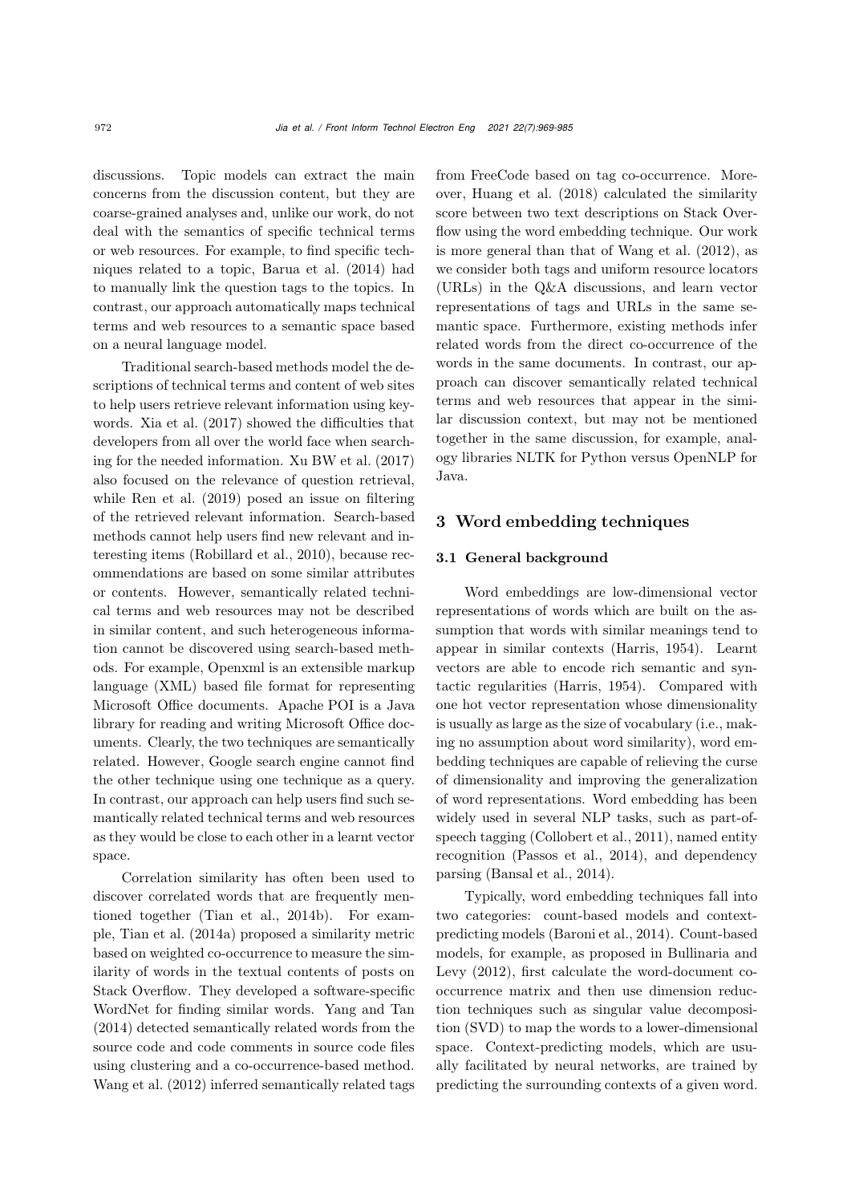discussions. Topic models can extract the main concerns from the discussion content, but they are coarse-grained analyses and, unlike our work, do not deal with the semantics of specific technical terms or web resources. For example, to find specific techniques related to a topic, Barua et al. (2014) had to manually link the question tags to the topics. In contrast, our approach automatically maps technical terms and web resources to a semantic space based on a neural language model.

Traditional search-based methods model the descriptions of technical terms and content of web sites to help users retrieve relevant information using keywords. Xia et al. (2017) showed the difficulties that developers from all over the world face when searching for the needed information. Xu BW et al. (2017) also focused on the relevance of question retrieval, while Ren et al. (2019) posed an issue on filtering of the retrieved relevant information. Search-based methods cannot help users find new relevant and interesting items (Robillard et al., 2010), because recommendations are based on some similar attributes or contents. However, semantically related technical terms and web resources may not be described in similar content, and such heterogeneous information cannot be discovered using search-based methods. For example, Openxml is an extensible markup language (XML) based file format for representing Microsoft Office documents. Apache POI is a Java library for reading and writing Microsoft Office documents. Clearly, the two techniques are semantically related. However, Google search engine cannot find the other technique using one technique as a query. In contrast, our approach can help users find such semantically related technical terms and web resources as they would be close to each other in a learnt vector space.

Correlation similarity has often been used to discover correlated words that are frequently mentioned together (Tian et al., 2014b). For example, Tian et al. (2014a) proposed a similarity metric based on weighted co-occurrence to measure the similarity of words in the textual contents of posts on Stack Overflow. They developed a software-specific WordNet for finding similar words. Yang and Tan (2014) detected semantically related words from the source code and code comments in source code files using clustering and a co-occurrence-based method. Wang et al. (2012) inferred semantically related tags from FreeCode based on tag co-occurrence. Moreover, Huang et al. (2018) calculated the similarity score between two text descriptions on Stack Overflow using the word embedding technique. Our work is more general than that of Wang et al. (2012), as we consider both tags and uniform resource locators (URLs) in the Q&A discussions, and learn vector representations of tags and URLs in the same semantic space. Furthermore, existing methods infer related words from the direct co-occurrence of the words in the same documents. In contrast, our approach can discover semantically related technical terms and web resources that appear in the similar discussion context, but may not be mentioned together in the same discussion, for example, analogy libraries NLTK for Python versus OpenNLP for Java.

## 3 Word embedding techniques

### 3.1 General background

Word embeddings are low-dimensional vector representations of words which are built on the assumption that words with similar meanings tend to appear in similar contexts (Harris, 1954). Learnt vectors are able to encode rich semantic and syntactic regularities (Harris, 1954). Compared with one hot vector representation whose dimensionality is usually as large as the size of vocabulary (i.e., making no assumption about word similarity), word embedding techniques are capable of relieving the curse of dimensionality and improving the generalization of word representations. Word embedding has been widely used in several NLP tasks, such as part-of-speech tagging (Collobert et al., 2011), named entity recognition (Passos et al., 2014), and dependency parsing (Bansal et al., 2014).

Typically, word embedding techniques fall into two categories: count-based models and context-predicting models (Baroni et al., 2014). Count-based models, for example, as proposed in Bullinaria and Levy (2012), first calculate the word-document co-occurrence matrix and then use dimension reduction techniques such as singular value decomposition (SVD) to map the words to a lower-dimensional space. Context-predicting models, which are usually facilitated by neural networks, are trained by predicting the surrounding contexts of a given word.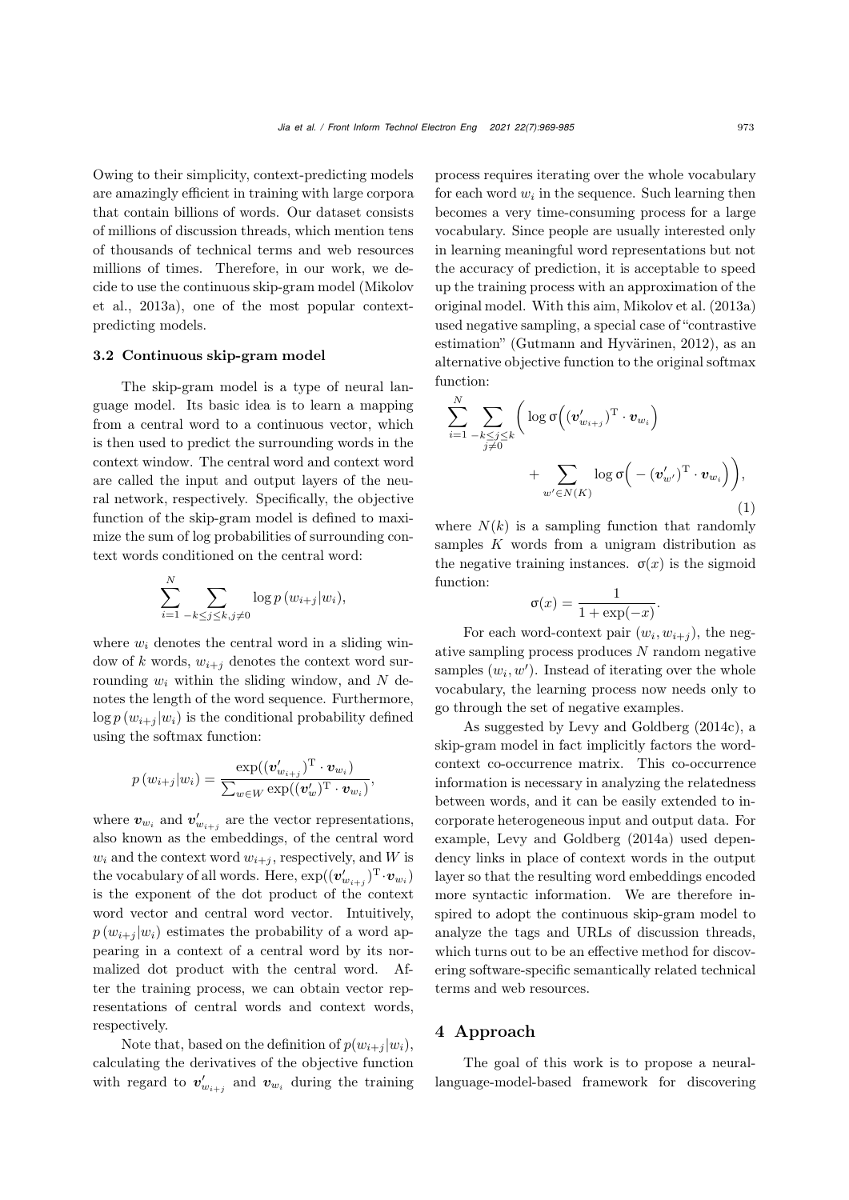Owing to their simplicity, context-predicting models are amazingly efficient in training with large corpora that contain billions of words. Our dataset consists of millions of discussion threads, which mention tens of thousands of technical terms and web resources millions of times. Therefore, in our work, we decide to use the continuous skip-gram model (Mikolov et al., 2013a), one of the most popular context-predicting models.

### 3.2 Continuous skip-gram model

The skip-gram model is a type of neural language model. Its basic idea is to learn a mapping from a central word to a continuous vector, which is then used to predict the surrounding words in the context window. The central word and context word are called the input and output layers of the neural network, respectively. Specifically, the objective function of the skip-gram model is defined to maximize the sum of log probabilities of surrounding context words conditioned on the central word:

$$\sum_{i=1}^{N} \sum_{-k \leq j \leq k, j \neq 0} \log p\left(w_{i+j} | w_i\right),$$

where $w_i$ denotes the central word in a sliding window of $k$ words, $w_{i+j}$ denotes the context word surrounding $w_i$ within the sliding window, and $N$ denotes the length of the word sequence. Furthermore, $\log p\left(w_{i+j} | w_i\right)$ is the conditional probability defined using the softmax function:

$$p\left(w_{i+j} | w_i\right) = \frac{\exp((\boldsymbol{v}'_{w_{i+j}})^{\mathrm{T}} \cdot \boldsymbol{v}_{w_i})}{\sum_{w \in W} \exp((\boldsymbol{v}'_{w})^{\mathrm{T}} \cdot \boldsymbol{v}_{w_i})},$$

where $\boldsymbol{v}_{w_i}$ and $\boldsymbol{v}'_{w_{i+j}}$ are the vector representations, also known as the embeddings, of the central word $w_i$ and the context word $w_{i+j}$, respectively, and $W$ is the vocabulary of all words. Here, $\exp((\boldsymbol{v}'_{w_{i+j}})^{\mathrm{T}} \cdot \boldsymbol{v}_{w_i})$ is the exponent of the dot product of the context word vector and central word vector. Intuitively, $p\left(w_{i+j} | w_i\right)$ estimates the probability of a word appearing in a context of a central word by its normalized dot product with the central word. After the training process, we can obtain vector representations of central words and context words, respectively.

Note that, based on the definition of $p(w_{i+j}|w_i)$, calculating the derivatives of the objective function with regard to $\boldsymbol{v}'_{w_{i+j}}$ and $\boldsymbol{v}_{w_i}$ during the training process requires iterating over the whole vocabulary for each word $w_i$ in the sequence. Such learning then becomes a very time-consuming process for a large vocabulary. Since people are usually interested only in learning meaningful word representations but not the accuracy of prediction, it is acceptable to speed up the training process with an approximation of the original model. With this aim, Mikolov et al. (2013a) used negative sampling, a special case of "contrastive estimation" (Gutmann and Hyvärinen, 2012), as an alternative objective function to the original softmax function:

$$\sum_{i=1}^{N} \sum_{\substack{-k \leq j \leq k \\ j \neq 0}} \left( \log \sigma\Big((\boldsymbol{v}'_{w_{i+j}})^{\mathrm{T}} \cdot \boldsymbol{v}_{w_i}\Big) + \sum_{w' \in N(K)} \log \sigma\Big(-(\boldsymbol{v}'_{w'})^{\mathrm{T}} \cdot \boldsymbol{v}_{w_i}\Big) \right), \tag{1}$$

where $N(k)$ is a sampling function that randomly samples $K$ words from a unigram distribution as the negative training instances. $\sigma(x)$ is the sigmoid function:

$$\sigma(x) = \frac{1}{1+\exp(-x)}.$$

For each word-context pair $(w_i, w_{i+j})$, the negative sampling process produces $N$ random negative samples $(w_i, w')$. Instead of iterating over the whole vocabulary, the learning process now needs only to go through the set of negative examples.

As suggested by Levy and Goldberg (2014c), a skip-gram model in fact implicitly factors the word-context co-occurrence matrix. This co-occurrence information is necessary in analyzing the relatedness between words, and it can be easily extended to incorporate heterogeneous input and output data. For example, Levy and Goldberg (2014a) used dependency links in place of context words in the output layer so that the resulting word embeddings encoded more syntactic information. We are therefore inspired to adopt the continuous skip-gram model to analyze the tags and URLs of discussion threads, which turns out to be an effective method for discovering software-specific semantically related technical terms and web resources.

## 4 Approach

The goal of this work is to propose a neural-language-model-based framework for discovering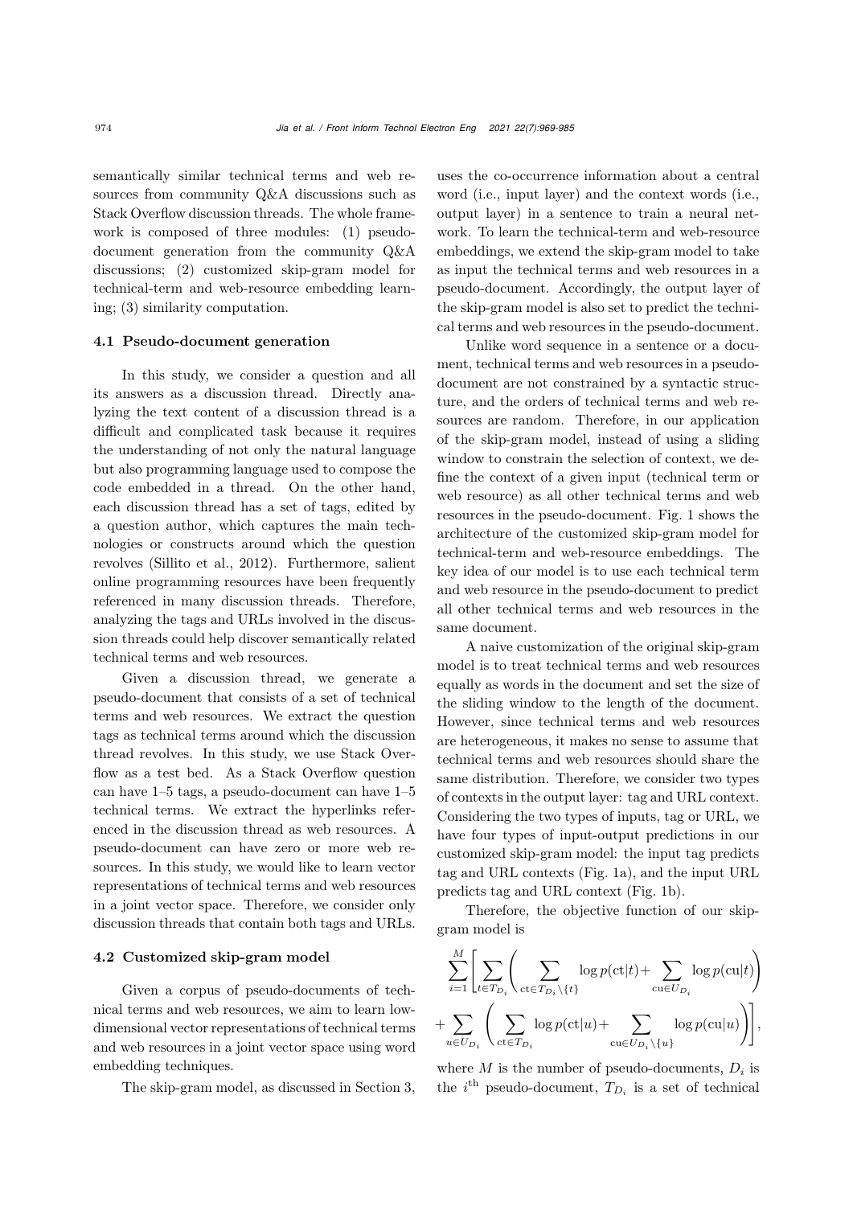semantically similar technical terms and web resources from community Q&A discussions such as Stack Overflow discussion threads. The whole framework is composed of three modules: (1) pseudo-document generation from the community Q&A discussions; (2) customized skip-gram model for technical-term and web-resource embedding learning; (3) similarity computation.

### 4.1 Pseudo-document generation

In this study, we consider a question and all its answers as a discussion thread. Directly analyzing the text content of a discussion thread is a difficult and complicated task because it requires the understanding of not only the natural language but also programming language used to compose the code embedded in a thread. On the other hand, each discussion thread has a set of tags, edited by a question author, which captures the main technologies or constructs around which the question revolves (Sillito et al., 2012). Furthermore, salient online programming resources have been frequently referenced in many discussion threads. Therefore, analyzing the tags and URLs involved in the discussion threads could help discover semantically related technical terms and web resources.

Given a discussion thread, we generate a pseudo-document that consists of a set of technical terms and web resources. We extract the question tags as technical terms around which the discussion thread revolves. In this study, we use Stack Overflow as a test bed. As a Stack Overflow question can have 1–5 tags, a pseudo-document can have 1–5 technical terms. We extract the hyperlinks referenced in the discussion thread as web resources. A pseudo-document can have zero or more web resources. In this study, we would like to learn vector representations of technical terms and web resources in a joint vector space. Therefore, we consider only discussion threads that contain both tags and URLs.

### 4.2 Customized skip-gram model

Given a corpus of pseudo-documents of technical terms and web resources, we aim to learn low-dimensional vector representations of technical terms and web resources in a joint vector space using word embedding techniques.

The skip-gram model, as discussed in Section 3, uses the co-occurrence information about a central word (i.e., input layer) and the context words (i.e., output layer) in a sentence to train a neural network. To learn the technical-term and web-resource embeddings, we extend the skip-gram model to take as input the technical terms and web resources in a pseudo-document. Accordingly, the output layer of the skip-gram model is also set to predict the technical terms and web resources in the pseudo-document.

Unlike word sequence in a sentence or a document, technical terms and web resources in a pseudo-document are not constrained by a syntactic structure, and the orders of technical terms and web resources are random. Therefore, in our application of the skip-gram model, instead of using a sliding window to constrain the selection of context, we define the context of a given input (technical term or web resource) as all other technical terms and web resources in the pseudo-document. Fig. 1 shows the architecture of the customized skip-gram model for technical-term and web-resource embeddings. The key idea of our model is to use each technical term and web resource in the pseudo-document to predict all other technical terms and web resources in the same document.

A naive customization of the original skip-gram model is to treat technical terms and web resources equally as words in the document and set the size of the sliding window to the length of the document. However, since technical terms and web resources are heterogeneous, it makes no sense to assume that technical terms and web resources should share the same distribution. Therefore, we consider two types of contexts in the output layer: tag and URL context. Considering the two types of inputs, tag or URL, we have four types of input-output predictions in our customized skip-gram model: the input tag predicts tag and URL contexts (Fig. 1a), and the input URL predicts tag and URL context (Fig. 1b).

Therefore, the objective function of our skip-gram model is

$$\sum_{i=1}^{M}\left[\sum_{t\in T_{D_i}}\left(\sum_{\mathrm{ct}\in T_{D_i}\setminus\{t\}}\log p(\mathrm{ct}|t)+\sum_{\mathrm{cu}\in U_{D_i}}\log p(\mathrm{cu}|t)\right)+\sum_{u\in U_{D_i}}\left(\sum_{\mathrm{ct}\in T_{D_i}}\log p(\mathrm{ct}|u)+\sum_{\mathrm{cu}\in U_{D_i}\setminus\{u\}}\log p(\mathrm{cu}|u)\right)\right],$$

where $M$ is the number of pseudo-documents, $D_i$ is the $i^{\text{th}}$ pseudo-document, $T_{D_i}$ is a set of technical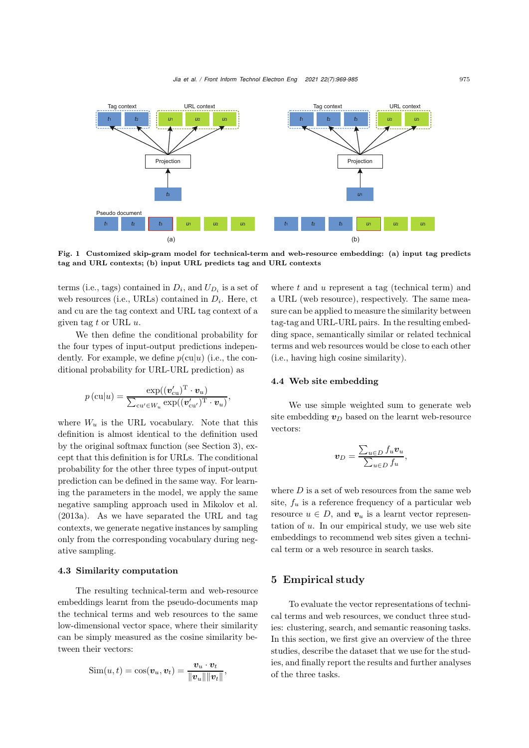Fig. 1 Customized skip-gram model for technical-term and web-resource embedding: (a) input tag predicts tag and URL contexts; (b) input URL predicts tag and URL contexts

terms (i.e., tags) contained in $D_i$, and $U_{D_i}$ is a set of web resources (i.e., URLs) contained in $D_i$. Here, ct and cu are the tag context and URL tag context of a given tag $t$ or URL $u$.

We then define the conditional probability for the four types of input-output predictions independently. For example, we define $p(\mathrm{cu}|u)$ (i.e., the conditional probability for URL-URL prediction) as

$$p\left(\mathrm{cu}|u\right)=\frac{\exp((\boldsymbol{v}'_{\mathrm{cu}})^{\mathrm{T}}\cdot\boldsymbol{v}_u)}{\sum_{\mathrm{cu}'\in W_u}\exp((\boldsymbol{v}'_{\mathrm{cu}'})^{\mathrm{T}}\cdot\boldsymbol{v}_u)},$$

where $W_u$ is the URL vocabulary. Note that this definition is almost identical to the definition used by the original softmax function (see Section 3), except that this definition is for URLs. The conditional probability for the other three types of input-output prediction can be defined in the same way. For learning the parameters in the model, we apply the same negative sampling approach used in Mikolov et al. (2013a). As we have separated the URL and tag contexts, we generate negative instances by sampling only from the corresponding vocabulary during negative sampling.

### 4.3 Similarity computation

The resulting technical-term and web-resource embeddings learnt from the pseudo-documents map the technical terms and web resources to the same low-dimensional vector space, where their similarity can be simply measured as the cosine similarity between their vectors:

$$\mathrm{Sim}(u,t)=\cos(\boldsymbol{v}_u,\boldsymbol{v}_t)=\frac{\boldsymbol{v}_u\cdot\boldsymbol{v}_t}{\|\boldsymbol{v}_u\|\|\boldsymbol{v}_t\|},$$

where $t$ and $u$ represent a tag (technical term) and a URL (web resource), respectively. The same measure can be applied to measure the similarity between tag-tag and URL-URL pairs. In the resulting embedding space, semantically similar or related technical terms and web resources would be close to each other (i.e., having high cosine similarity).

### 4.4 Web site embedding

We use simple weighted sum to generate web site embedding $\boldsymbol{v}_D$ based on the learnt web-resource vectors:

$$\boldsymbol{v}_D=\frac{\sum_{u\in D}f_u\boldsymbol{v}_u}{\sum_{u\in D}f_u},$$

where $D$ is a set of web resources from the same web site, $f_u$ is a reference frequency of a particular web resource $u\in D$, and $\boldsymbol{v}_u$ is a learnt vector representation of $u$. In our empirical study, we use web site embeddings to recommend web sites given a technical term or a web resource in search tasks.

## 5 Empirical study

To evaluate the vector representations of technical terms and web resources, we conduct three studies: clustering, search, and semantic reasoning tasks. In this section, we first give an overview of the three studies, describe the dataset that we use for the studies, and finally report the results and further analyses of the three tasks.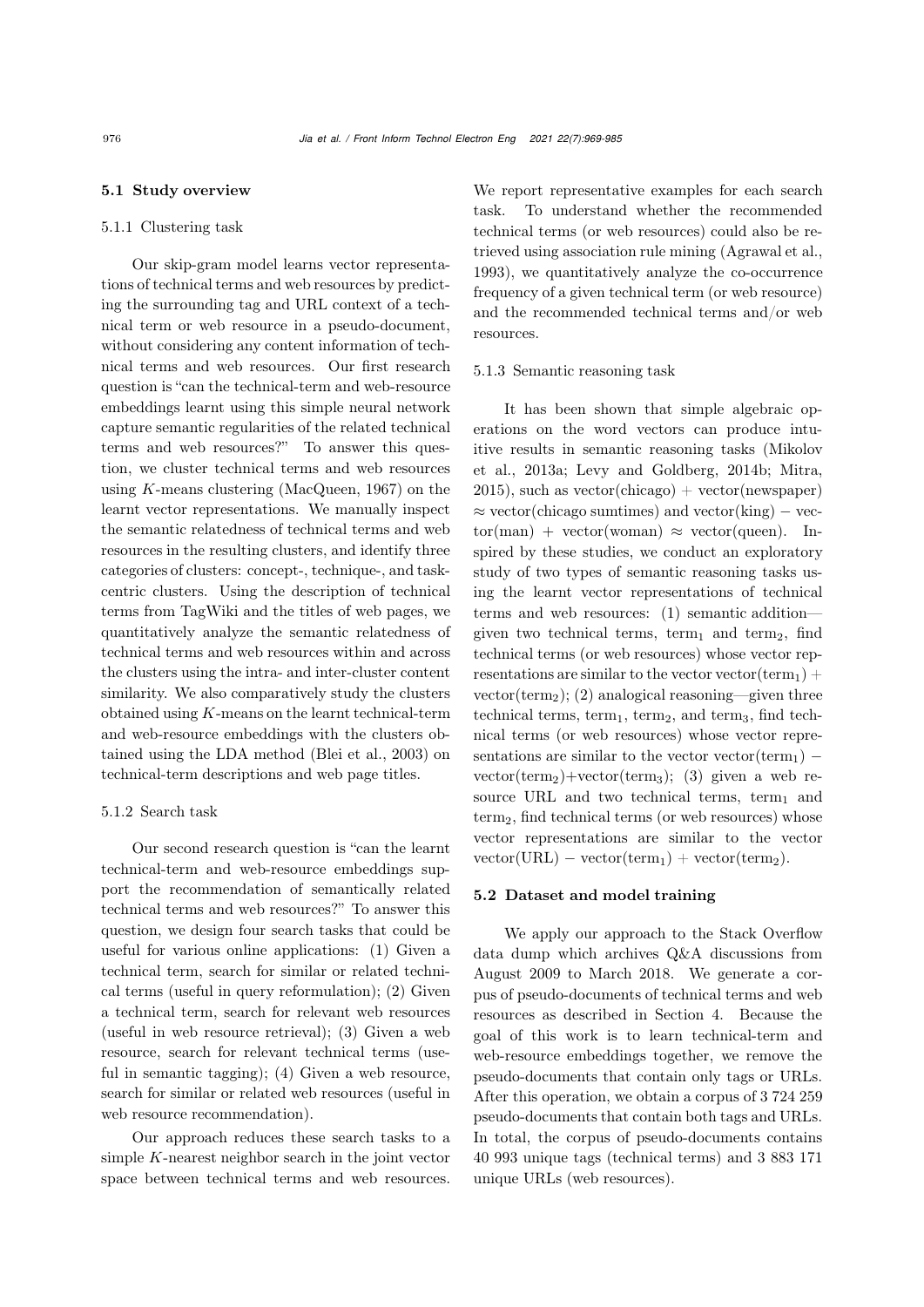### 5.1 Study overview

#### 5.1.1 Clustering task

Our skip-gram model learns vector representations of technical terms and web resources by predicting the surrounding tag and URL context of a technical term or web resource in a pseudo-document, without considering any content information of technical terms and web resources. Our first research question is "can the technical-term and web-resource embeddings learnt using this simple neural network capture semantic regularities of the related technical terms and web resources?" To answer this question, we cluster technical terms and web resources using $K$-means clustering (MacQueen, 1967) on the learnt vector representations. We manually inspect the semantic relatedness of technical terms and web resources in the resulting clusters, and identify three categories of clusters: concept-, technique-, and task-centric clusters. Using the description of technical terms from TagWiki and the titles of web pages, we quantitatively analyze the semantic relatedness of technical terms and web resources within and across the clusters using the intra- and inter-cluster content similarity. We also comparatively study the clusters obtained using $K$-means on the learnt technical-term and web-resource embeddings with the clusters obtained using the LDA method (Blei et al., 2003) on technical-term descriptions and web page titles.

#### 5.1.2 Search task

Our second research question is "can the learnt technical-term and web-resource embeddings support the recommendation of semantically related technical terms and web resources?" To answer this question, we design four search tasks that could be useful for various online applications: (1) Given a technical term, search for similar or related technical terms (useful in query reformulation); (2) Given a technical term, search for relevant web resources (useful in web resource retrieval); (3) Given a web resource, search for relevant technical terms (useful in semantic tagging); (4) Given a web resource, search for similar or related web resources (useful in web resource recommendation).

Our approach reduces these search tasks to a simple $K$-nearest neighbor search in the joint vector space between technical terms and web resources. We report representative examples for each search task. To understand whether the recommended technical terms (or web resources) could also be retrieved using association rule mining (Agrawal et al., 1993), we quantitatively analyze the co-occurrence frequency of a given technical term (or web resource) and the recommended technical terms and/or web resources.

#### 5.1.3 Semantic reasoning task

It has been shown that simple algebraic operations on the word vectors can produce intuitive results in semantic reasoning tasks (Mikolov et al., 2013a; Levy and Goldberg, 2014b; Mitra, 2015), such as vector(chicago) + vector(newspaper) $\approx$ vector(chicago sumtimes) and vector(king) − vector(man) + vector(woman) $\approx$ vector(queen). Inspired by these studies, we conduct an exploratory study of two types of semantic reasoning tasks using the learnt vector representations of technical terms and web resources: (1) semantic addition—given two technical terms, $\text{term}_1$ and $\text{term}_2$, find technical terms (or web resources) whose vector representations are similar to the vector $\text{vector}(\text{term}_1) + \text{vector}(\text{term}_2)$; (2) analogical reasoning—given three technical terms, $\text{term}_1$, $\text{term}_2$, and $\text{term}_3$, find technical terms (or web resources) whose vector representations are similar to the vector $\text{vector}(\text{term}_1) - \text{vector}(\text{term}_2) + \text{vector}(\text{term}_3)$; (3) given a web resource URL and two technical terms, $\text{term}_1$ and $\text{term}_2$, find technical terms (or web resources) whose vector representations are similar to the vector $\text{vector}(\text{URL}) - \text{vector}(\text{term}_1) + \text{vector}(\text{term}_2)$.

### 5.2 Dataset and model training

We apply our approach to the Stack Overflow data dump which archives Q&A discussions from August 2009 to March 2018. We generate a corpus of pseudo-documents of technical terms and web resources as described in Section 4. Because the goal of this work is to learn technical-term and web-resource embeddings together, we remove the pseudo-documents that contain only tags or URLs. After this operation, we obtain a corpus of 3 724 259 pseudo-documents that contain both tags and URLs. In total, the corpus of pseudo-documents contains 40 993 unique tags (technical terms) and 3 883 171 unique URLs (web resources).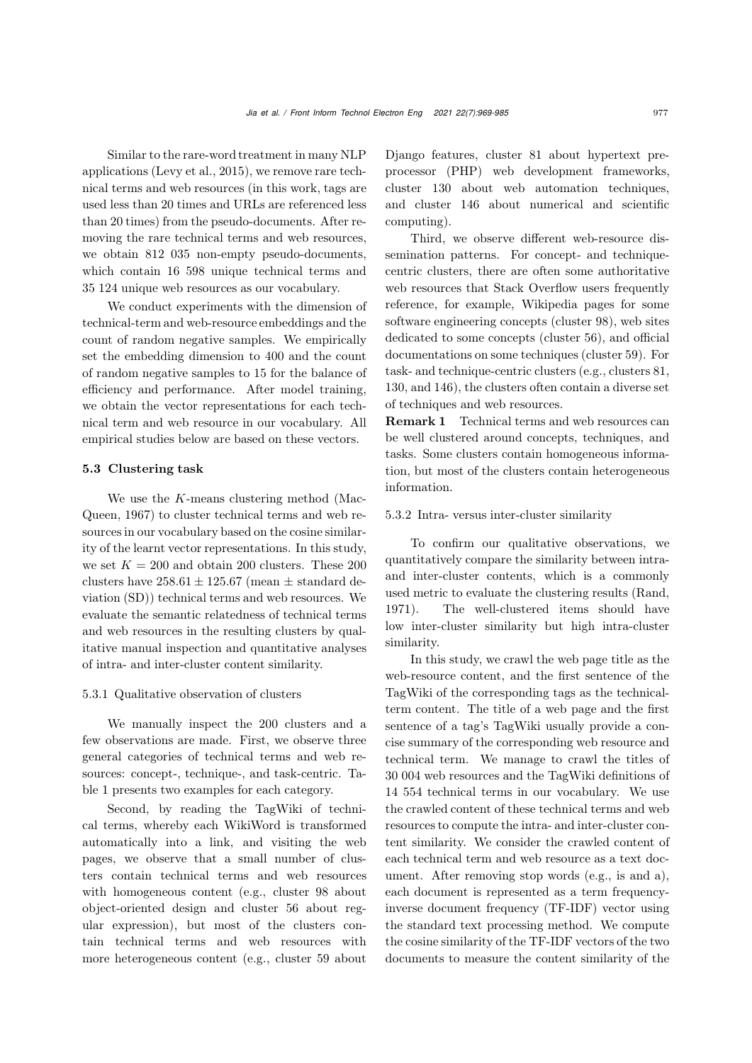Similar to the rare-word treatment in many NLP applications (Levy et al., 2015), we remove rare technical terms and web resources (in this work, tags are used less than 20 times and URLs are referenced less than 20 times) from the pseudo-documents. After removing the rare technical terms and web resources, we obtain 812 035 non-empty pseudo-documents, which contain 16 598 unique technical terms and 35 124 unique web resources as our vocabulary.

We conduct experiments with the dimension of technical-term and web-resource embeddings and the count of random negative samples. We empirically set the embedding dimension to 400 and the count of random negative samples to 15 for the balance of efficiency and performance. After model training, we obtain the vector representations for each technical term and web resource in our vocabulary. All empirical studies below are based on these vectors.

### 5.3 Clustering task

We use the $K$-means clustering method (MacQueen, 1967) to cluster technical terms and web resources in our vocabulary based on the cosine similarity of the learnt vector representations. In this study, we set $K = 200$ and obtain 200 clusters. These 200 clusters have $258.61 \pm 125.67$ (mean $\pm$ standard deviation (SD)) technical terms and web resources. We evaluate the semantic relatedness of technical terms and web resources in the resulting clusters by qualitative manual inspection and quantitative analyses of intra- and inter-cluster content similarity.

#### 5.3.1 Qualitative observation of clusters

We manually inspect the 200 clusters and a few observations are made. First, we observe three general categories of technical terms and web resources: concept-, technique-, and task-centric. Table 1 presents two examples for each category.

Second, by reading the TagWiki of technical terms, whereby each WikiWord is transformed automatically into a link, and visiting the web pages, we observe that a small number of clusters contain technical terms and web resources with homogeneous content (e.g., cluster 98 about object-oriented design and cluster 56 about regular expression), but most of the clusters contain technical terms and web resources with more heterogeneous content (e.g., cluster 59 about Django features, cluster 81 about hypertext preprocessor (PHP) web development frameworks, cluster 130 about web automation techniques, and cluster 146 about numerical and scientific computing).

Third, we observe different web-resource dissemination patterns. For concept- and technique-centric clusters, there are often some authoritative web resources that Stack Overflow users frequently reference, for example, Wikipedia pages for some software engineering concepts (cluster 98), web sites dedicated to some concepts (cluster 56), and official documentations on some techniques (cluster 59). For task- and technique-centric clusters (e.g., clusters 81, 130, and 146), the clusters often contain a diverse set of techniques and web resources.

**Remark 1** Technical terms and web resources can be well clustered around concepts, techniques, and tasks. Some clusters contain homogeneous information, but most of the clusters contain heterogeneous information.

#### 5.3.2 Intra- versus inter-cluster similarity

To confirm our qualitative observations, we quantitatively compare the similarity between intra- and inter-cluster contents, which is a commonly used metric to evaluate the clustering results (Rand, 1971). The well-clustered items should have low inter-cluster similarity but high intra-cluster similarity.

In this study, we crawl the web page title as the web-resource content, and the first sentence of the TagWiki of the corresponding tags as the technical-term content. The title of a web page and the first sentence of a tag's TagWiki usually provide a concise summary of the corresponding web resource and technical term. We manage to crawl the titles of 30 004 web resources and the TagWiki definitions of 14 554 technical terms in our vocabulary. We use the crawled content of these technical terms and web resources to compute the intra- and inter-cluster content similarity. We consider the crawled content of each technical term and web resource as a text document. After removing stop words (e.g., is and a), each document is represented as a term frequency-inverse document frequency (TF-IDF) vector using the standard text processing method. We compute the cosine similarity of the TF-IDF vectors of the two documents to measure the content similarity of the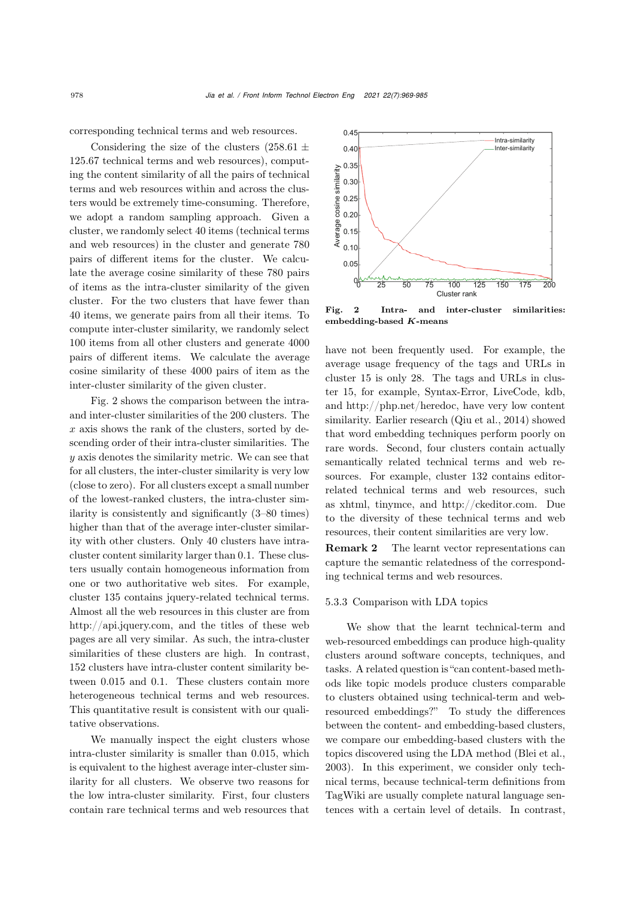corresponding technical terms and web resources.

Considering the size of the clusters (258.61 ± 125.67 technical terms and web resources), computing the content similarity of all the pairs of technical terms and web resources within and across the clusters would be extremely time-consuming. Therefore, we adopt a random sampling approach. Given a cluster, we randomly select 40 items (technical terms and web resources) in the cluster and generate 780 pairs of different items for the cluster. We calculate the average cosine similarity of these 780 pairs of items as the intra-cluster similarity of the given cluster. For the two clusters that have fewer than 40 items, we generate pairs from all their items. To compute inter-cluster similarity, we randomly select 100 items from all other clusters and generate 4000 pairs of different items. We calculate the average cosine similarity of these 4000 pairs of item as the inter-cluster similarity of the given cluster.

Fig. 2 shows the comparison between the intra- and inter-cluster similarities of the 200 clusters. The $x$ axis shows the rank of the clusters, sorted by descending order of their intra-cluster similarities. The $y$ axis denotes the similarity metric. We can see that for all clusters, the inter-cluster similarity is very low (close to zero). For all clusters except a small number of the lowest-ranked clusters, the intra-cluster similarity is consistently and significantly (3–80 times) higher than that of the average inter-cluster similarity with other clusters. Only 40 clusters have intra-cluster content similarity larger than 0.1. These clusters usually contain homogeneous information from one or two authoritative web sites. For example, cluster 135 contains jquery-related technical terms. Almost all the web resources in this cluster are from http://api.jquery.com, and the titles of these web pages are all very similar. As such, the intra-cluster similarities of these clusters are high. In contrast, 152 clusters have intra-cluster content similarity between 0.015 and 0.1. These clusters contain more heterogeneous technical terms and web resources. This quantitative result is consistent with our qualitative observations.

We manually inspect the eight clusters whose intra-cluster similarity is smaller than 0.015, which is equivalent to the highest average inter-cluster similarity for all clusters. We observe two reasons for the low intra-cluster similarity. First, four clusters contain rare technical terms and web resources that have not been frequently used. For example, the average usage frequency of the tags and URLs in cluster 15 is only 28. The tags and URLs in cluster 15, for example, Syntax-Error, LiveCode, kdb, and http://php.net/heredoc, have very low content similarity. Earlier research (Qiu et al., 2014) showed that word embedding techniques perform poorly on rare words. Second, four clusters contain actually semantically related technical terms and web resources. For example, cluster 132 contains editor-related technical terms and web resources, such as xhtml, tinymce, and http://ckeditor.com. Due to the diversity of these technical terms and web resources, their content similarities are very low.

**Fig. 2 Intra- and inter-cluster similarities: embedding-based $K$-means**

**Remark 2** The learnt vector representations can capture the semantic relatedness of the corresponding technical terms and web resources.

### 5.3.3 Comparison with LDA topics

We show that the learnt technical-term and web-resourced embeddings can produce high-quality clusters around software concepts, techniques, and tasks. A related question is "can content-based methods like topic models produce clusters comparable to clusters obtained using technical-term and web-resourced embeddings?" To study the differences between the content- and embedding-based clusters, we compare our embedding-based clusters with the topics discovered using the LDA method (Blei et al., 2003). In this experiment, we consider only technical terms, because technical-term definitions from TagWiki are usually complete natural language sentences with a certain level of details. In contrast,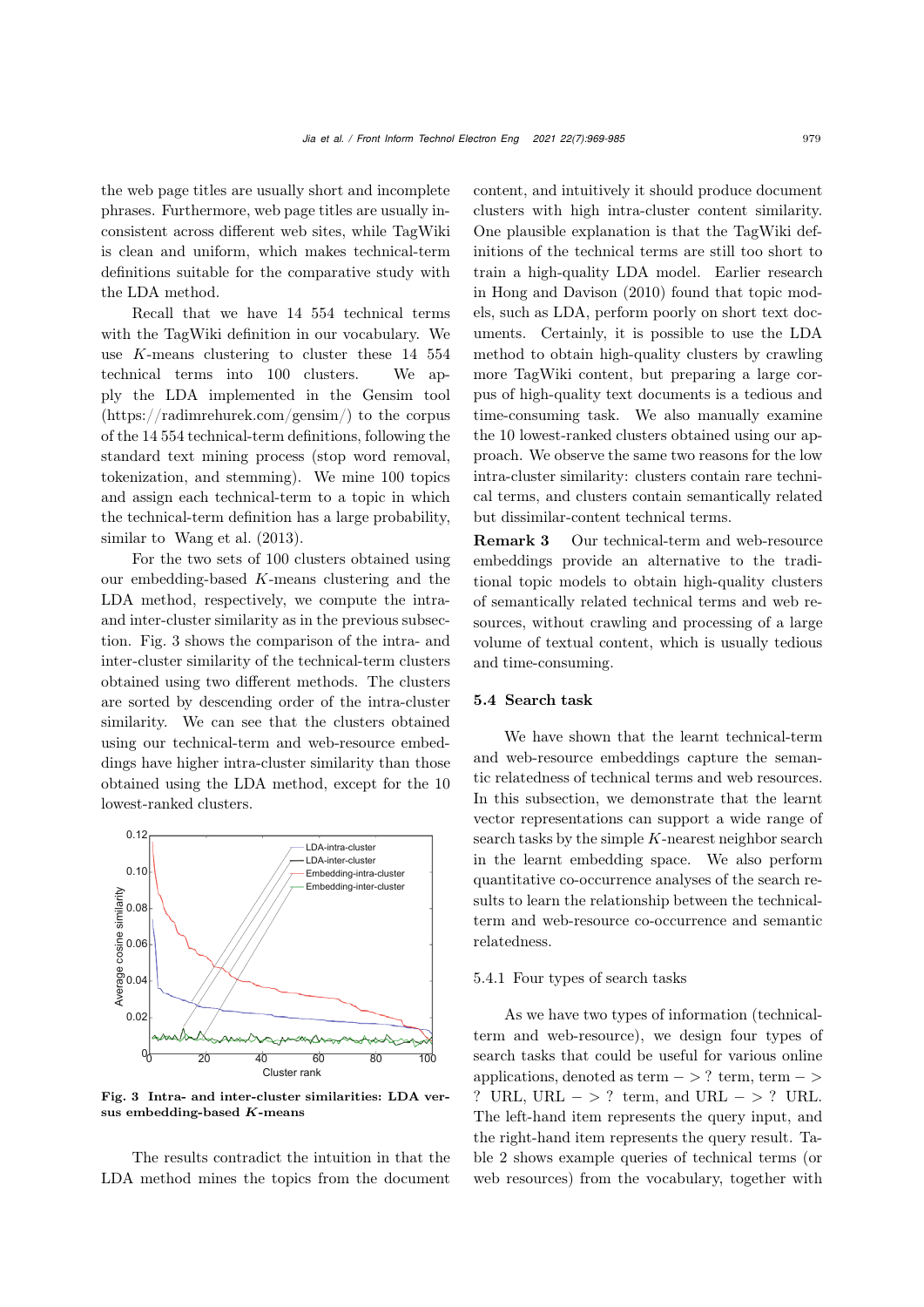the web page titles are usually short and incomplete phrases. Furthermore, web page titles are usually inconsistent across different web sites, while TagWiki is clean and uniform, which makes technical-term definitions suitable for the comparative study with the LDA method.

Recall that we have 14 554 technical terms with the TagWiki definition in our vocabulary. We use $K$-means clustering to cluster these 14 554 technical terms into 100 clusters. We apply the LDA implemented in the Gensim tool (https://radimrehurek.com/gensim/) to the corpus of the 14 554 technical-term definitions, following the standard text mining process (stop word removal, tokenization, and stemming). We mine 100 topics and assign each technical-term to a topic in which the technical-term definition has a large probability, similar to Wang et al. (2013).

For the two sets of 100 clusters obtained using our embedding-based $K$-means clustering and the LDA method, respectively, we compute the intra- and inter-cluster similarity as in the previous subsection. Fig. 3 shows the comparison of the intra- and inter-cluster similarity of the technical-term clusters obtained using two different methods. The clusters are sorted by descending order of the intra-cluster similarity. We can see that the clusters obtained using our technical-term and web-resource embeddings have higher intra-cluster similarity than those obtained using the LDA method, except for the 10 lowest-ranked clusters.

**Fig. 3 Intra- and inter-cluster similarities: LDA versus embedding-based $K$-means**

The results contradict the intuition in that the LDA method mines the topics from the document content, and intuitively it should produce document clusters with high intra-cluster content similarity. One plausible explanation is that the TagWiki definitions of the technical terms are still too short to train a high-quality LDA model. Earlier research in Hong and Davison (2010) found that topic models, such as LDA, perform poorly on short text documents. Certainly, it is possible to use the LDA method to obtain high-quality clusters by crawling more TagWiki content, but preparing a large corpus of high-quality text documents is a tedious and time-consuming task. We also manually examine the 10 lowest-ranked clusters obtained using our approach. We observe the same two reasons for the low intra-cluster similarity: clusters contain rare technical terms, and clusters contain semantically related but dissimilar-content technical terms.

**Remark 3** Our technical-term and web-resource embeddings provide an alternative to the traditional topic models to obtain high-quality clusters of semantically related technical terms and web resources, without crawling and processing of a large volume of textual content, which is usually tedious and time-consuming.

### 5.4 Search task

We have shown that the learnt technical-term and web-resource embeddings capture the semantic relatedness of technical terms and web resources. In this subsection, we demonstrate that the learnt vector representations can support a wide range of search tasks by the simple $K$-nearest neighbor search in the learnt embedding space. We also perform quantitative co-occurrence analyses of the search results to learn the relationship between the technical-term and web-resource co-occurrence and semantic relatedness.

#### 5.4.1 Four types of search tasks

As we have two types of information (technical-term and web-resource), we design four types of search tasks that could be useful for various online applications, denoted as term $->$ ? term, term $->$ ? URL, URL $->$ ? term, and URL $->$ ? URL. The left-hand item represents the query input, and the right-hand item represents the query result. Table 2 shows example queries of technical terms (or web resources) from the vocabulary, together with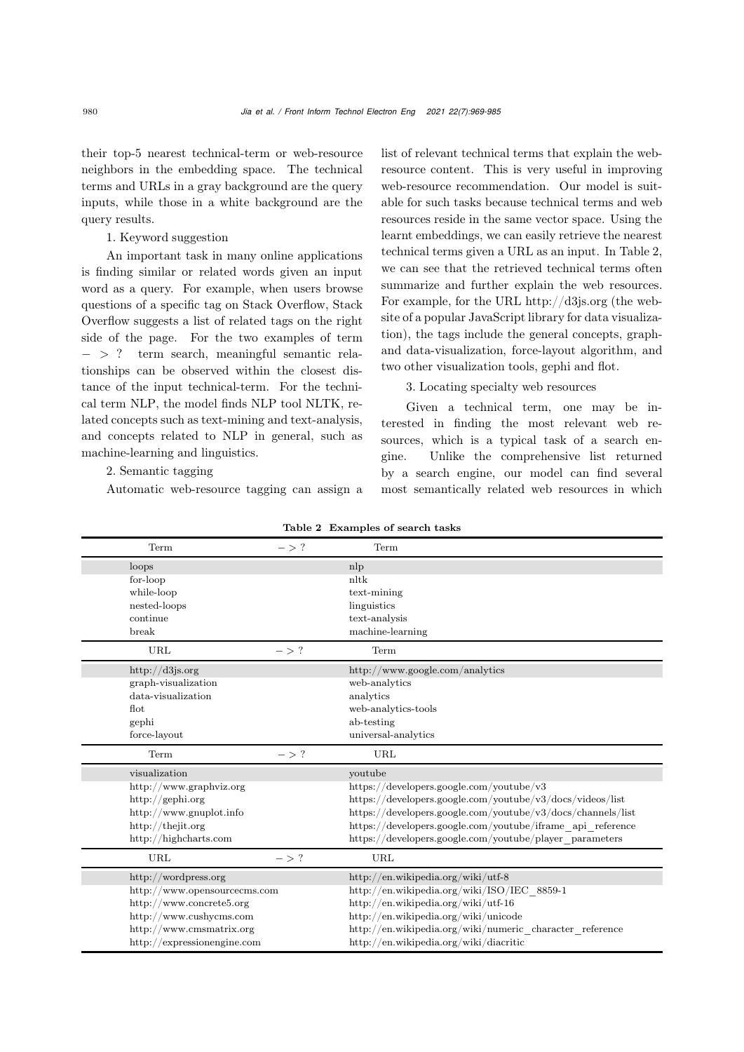their top-5 nearest technical-term or web-resource neighbors in the embedding space. The technical terms and URLs in a gray background are the query inputs, while those in a white background are the query results.

1. Keyword suggestion

An important task in many online applications is finding similar or related words given an input word as a query. For example, when users browse questions of a specific tag on Stack Overflow, Stack Overflow suggests a list of related tags on the right side of the page. For the two examples of term $->?$ term search, meaningful semantic relationships can be observed within the closest distance of the input technical-term. For the technical term NLP, the model finds NLP tool NLTK, related concepts such as text-mining and text-analysis, and concepts related to NLP in general, such as machine-learning and linguistics.

2. Semantic tagging

Automatic web-resource tagging can assign a list of relevant technical terms that explain the web-resource content. This is very useful in improving web-resource recommendation. Our model is suitable for such tasks because technical terms and web resources reside in the same vector space. Using the learnt embeddings, we can easily retrieve the nearest technical terms given a URL as an input. In Table 2, we can see that the retrieved technical terms often summarize and further explain the web resources. For example, for the URL http://d3js.org (the website of a popular JavaScript library for data visualization), the tags include the general concepts, graph- and data-visualization, force-layout algorithm, and two other visualization tools, gephi and flot.

3. Locating specialty web resources

Given a technical term, one may be interested in finding the most relevant web resources, which is a typical task of a search engine. Unlike the comprehensive list returned by a search engine, our model can find several most semantically related web resources in which

**Table 2 Examples of search tasks**

| Term | $->?$ | Term |
|---|---|---|
| loops | | nlp |
| for-loop | | nltk |
| while-loop | | text-mining |
| nested-loops | | linguistics |
| continue | | text-analysis |
| break | | machine-learning |
| **URL** | $->?$ | **Term** |
| http://d3js.org | | http://www.google.com/analytics |
| graph-visualization | | web-analytics |
| data-visualization | | analytics |
| flot | | web-analytics-tools |
| gephi | | ab-testing |
| force-layout | | universal-analytics |
| **Term** | $->?$ | **URL** |
| visualization | | youtube |
| http://www.graphviz.org | | https://developers.google.com/youtube/v3 |
| http://gephi.org | | https://developers.google.com/youtube/v3/docs/videos/list |
| http://www.gnuplot.info | | https://developers.google.com/youtube/v3/docs/channels/list |
| http://thejit.org | | https://developers.google.com/youtube/iframe_api_reference |
| http://highcharts.com | | https://developers.google.com/youtube/player_parameters |
| **URL** | $->?$ | **URL** |
| http://wordpress.org | | http://en.wikipedia.org/wiki/utf-8 |
| http://www.opensourcecms.com | | http://en.wikipedia.org/wiki/ISO/IEC_8859-1 |
| http://www.concrete5.org | | http://en.wikipedia.org/wiki/utf-16 |
| http://www.cushycms.com | | http://en.wikipedia.org/wiki/unicode |
| http://www.cmsmatrix.org | | http://en.wikipedia.org/wiki/numeric_character_reference |
| http://expressionengine.com | | http://en.wikipedia.org/wiki/diacritic |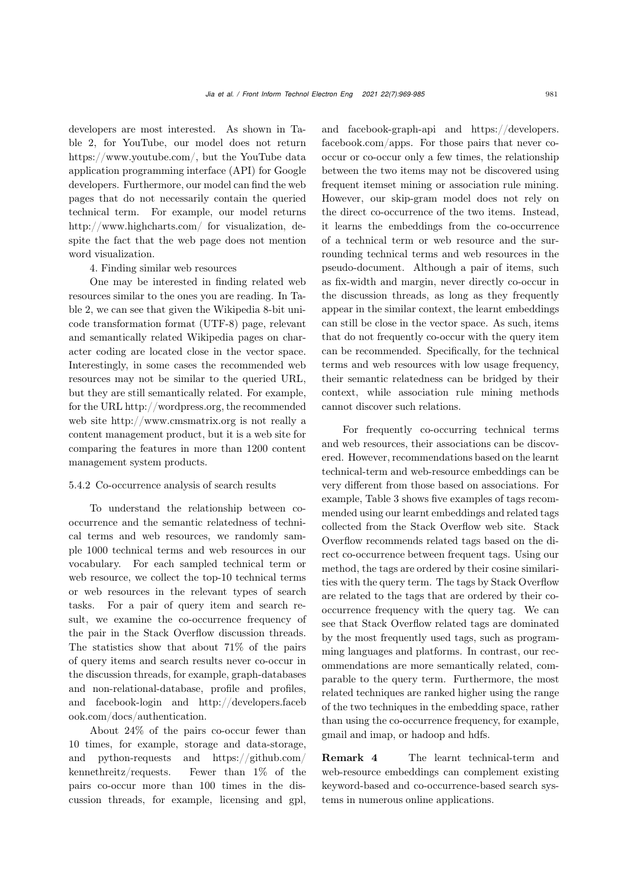developers are most interested. As shown in Table 2, for YouTube, our model does not return https://www.youtube.com/, but the YouTube data application programming interface (API) for Google developers. Furthermore, our model can find the web pages that do not necessarily contain the queried technical term. For example, our model returns http://www.highcharts.com/ for visualization, despite the fact that the web page does not mention word visualization.

4. Finding similar web resources

One may be interested in finding related web resources similar to the ones you are reading. In Table 2, we can see that given the Wikipedia 8-bit unicode transformation format (UTF-8) page, relevant and semantically related Wikipedia pages on character coding are located close in the vector space. Interestingly, in some cases the recommended web resources may not be similar to the queried URL, but they are still semantically related. For example, for the URL http://wordpress.org, the recommended web site http://www.cmsmatrix.org is not really a content management product, but it is a web site for comparing the features in more than 1200 content management system products.

### 5.4.2 Co-occurrence analysis of search results

To understand the relationship between co-occurrence and the semantic relatedness of technical terms and web resources, we randomly sample 1000 technical terms and web resources in our vocabulary. For each sampled technical term or web resource, we collect the top-10 technical terms or web resources in the relevant types of search tasks. For a pair of query item and search result, we examine the co-occurrence frequency of the pair in the Stack Overflow discussion threads. The statistics show that about 71% of the pairs of query items and search results never co-occur in the discussion threads, for example, graph-databases and non-relational-database, profile and profiles, and facebook-login and http://developers.facebook.com/docs/authentication.

About 24% of the pairs co-occur fewer than 10 times, for example, storage and data-storage, and python-requests and https://github.com/kennethreitz/requests. Fewer than 1% of the pairs co-occur more than 100 times in the discussion threads, for example, licensing and gpl, and facebook-graph-api and https://developers.facebook.com/apps. For those pairs that never co-occur or co-occur only a few times, the relationship between the two items may not be discovered using frequent itemset mining or association rule mining. However, our skip-gram model does not rely on the direct co-occurrence of the two items. Instead, it learns the embeddings from the co-occurrence of a technical term or web resource and the surrounding technical terms and web resources in the pseudo-document. Although a pair of items, such as fix-width and margin, never directly co-occur in the discussion threads, as long as they frequently appear in the similar context, the learnt embeddings can still be close in the vector space. As such, items that do not frequently co-occur with the query item can be recommended. Specifically, for the technical terms and web resources with low usage frequency, their semantic relatedness can be bridged by their context, while association rule mining methods cannot discover such relations.

For frequently co-occurring technical terms and web resources, their associations can be discovered. However, recommendations based on the learnt technical-term and web-resource embeddings can be very different from those based on associations. For example, Table 3 shows five examples of tags recommended using our learnt embeddings and related tags collected from the Stack Overflow web site. Stack Overflow recommends related tags based on the direct co-occurrence between frequent tags. Using our method, the tags are ordered by their cosine similarities with the query term. The tags by Stack Overflow are related to the tags that are ordered by their co-occurrence frequency with the query tag. We can see that Stack Overflow related tags are dominated by the most frequently used tags, such as programming languages and platforms. In contrast, our recommendations are more semantically related, comparable to the query term. Furthermore, the most related techniques are ranked higher using the range of the two techniques in the embedding space, rather than using the co-occurrence frequency, for example, gmail and imap, or hadoop and hdfs.

**Remark 4** The learnt technical-term and web-resource embeddings can complement existing keyword-based and co-occurrence-based search systems in numerous online applications.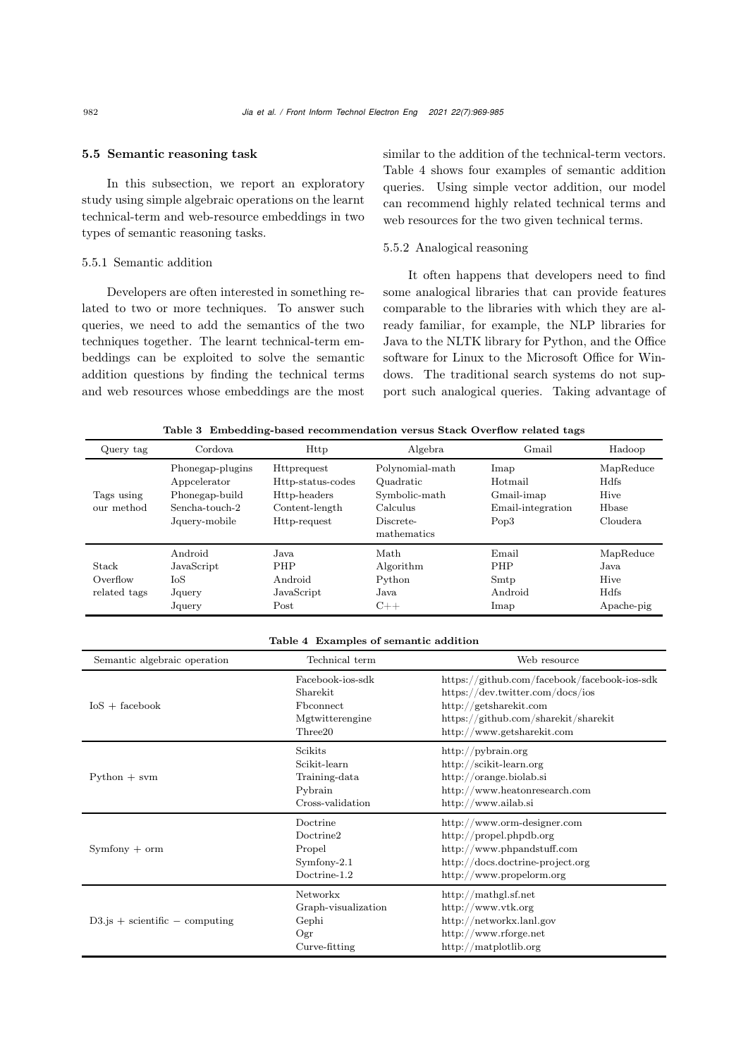### 5.5 Semantic reasoning task

In this subsection, we report an exploratory study using simple algebraic operations on the learnt technical-term and web-resource embeddings in two types of semantic reasoning tasks.

#### 5.5.1 Semantic addition

Developers are often interested in something related to two or more techniques. To answer such queries, we need to add the semantics of the two techniques together. The learnt technical-term embeddings can be exploited to solve the semantic addition questions by finding the technical terms and web resources whose embeddings are the most similar to the addition of the technical-term vectors. Table 4 shows four examples of semantic addition queries. Using simple vector addition, our model can recommend highly related technical terms and web resources for the two given technical terms.

#### 5.5.2 Analogical reasoning

It often happens that developers need to find some analogical libraries that can provide features comparable to the libraries with which they are already familiar, for example, the NLP libraries for Java to the NLTK library for Python, and the Office software for Linux to the Microsoft Office for Windows. The traditional search systems do not support such analogical queries. Taking advantage of

**Table 3 Embedding-based recommendation versus Stack Overflow related tags**

| Query tag | Cordova | Http | Algebra | Gmail | Hadoop |
|---|---|---|---|---|---|
| Tags using our method | Phonegap-plugins<br>Appcelerator<br>Phonegap-build<br>Sencha-touch-2<br>Jquery-mobile | Httprequest<br>Http-status-codes<br>Http-headers<br>Content-length<br>Http-request | Polynomial-math<br>Quadratic<br>Symbolic-math<br>Calculus<br>Discrete-mathematics | Imap<br>Hotmail<br>Gmail-imap<br>Email-integration<br>Pop3 | MapReduce<br>Hdfs<br>Hive<br>Hbase<br>Cloudera |
| Stack Overflow related tags | Android<br>JavaScript<br>IoS<br>Jquery<br>Jquery | Java<br>PHP<br>Android<br>JavaScript<br>Post | Math<br>Algorithm<br>Python<br>Java<br>C++ | Email<br>PHP<br>Smtp<br>Android<br>Imap | MapReduce<br>Java<br>Hive<br>Hdfs<br>Apache-pig |

**Table 4 Examples of semantic addition**

| Semantic algebraic operation | Technical term | Web resource |
|---|---|---|
| IoS + facebook | Facebook-ios-sdk<br>Sharekit<br>Fbconnect<br>Mgtwitterengine<br>Three20 | https://github.com/facebook/facebook-ios-sdk<br>https://dev.twitter.com/docs/ios<br>http://getsharekit.com<br>https://github.com/sharekit/sharekit<br>http://www.getsharekit.com |
| Python + svm | Scikits<br>Scikit-learn<br>Training-data<br>Pybrain<br>Cross-validation | http://pybrain.org<br>http://scikit-learn.org<br>http://orange.biolab.si<br>http://www.heatonresearch.com<br>http://www.ailab.si |
| Symfony + orm | Doctrine<br>Doctrine2<br>Propel<br>Symfony-2.1<br>Doctrine-1.2 | http://www.orm-designer.com<br>http://propel.phpdb.org<br>http://www.phpandstuff.com<br>http://docs.doctrine-project.org<br>http://www.propelorm.org |
| D3.js + scientific − computing | Networkx<br>Graph-visualization<br>Gephi<br>Ogr<br>Curve-fitting | http://mathgl.sf.net<br>http://www.vtk.org<br>http://networkx.lanl.gov<br>http://www.rforge.net<br>http://matplotlib.org |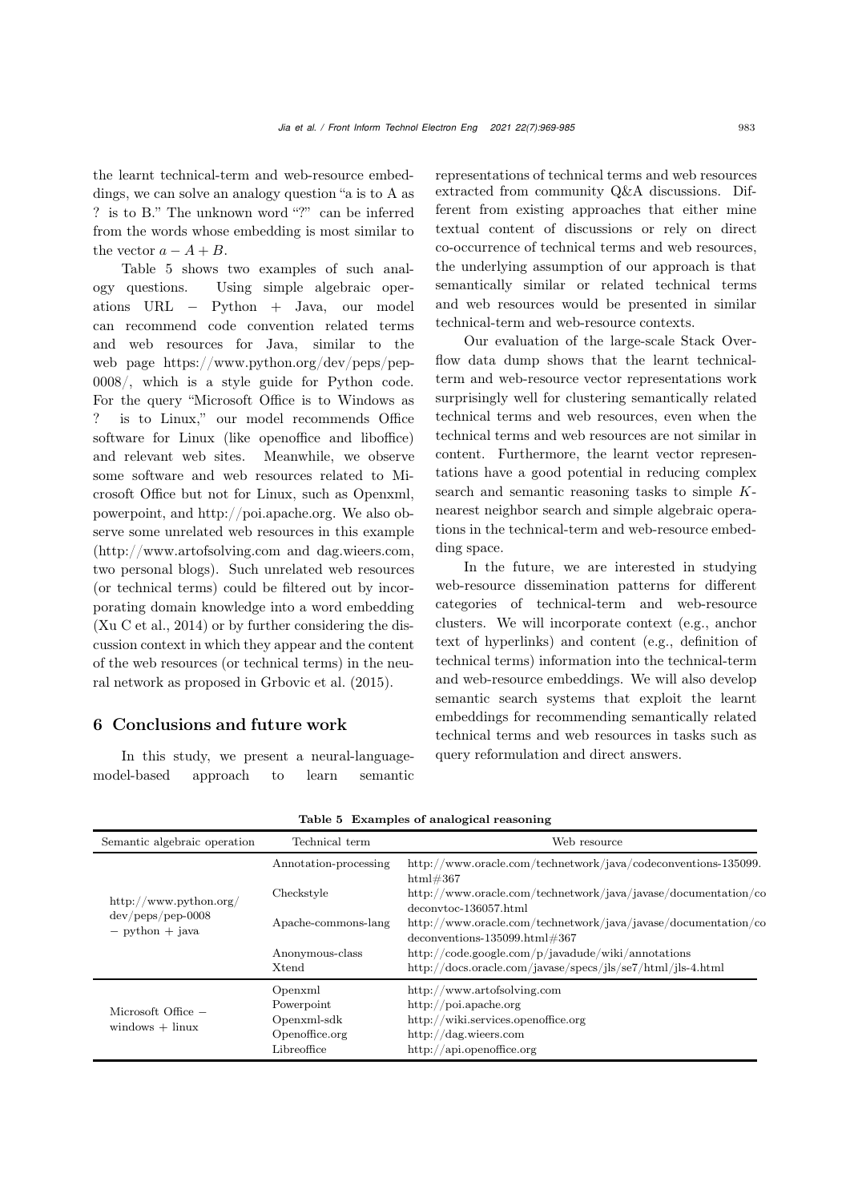the learnt technical-term and web-resource embeddings, we can solve an analogy question "a is to A as ? is to B." The unknown word "?" can be inferred from the words whose embedding is most similar to the vector $a - A + B$.

Table 5 shows two examples of such analogy questions. Using simple algebraic operations URL − Python + Java, our model can recommend code convention related terms and web resources for Java, similar to the web page https://www.python.org/dev/peps/pep-0008/, which is a style guide for Python code. For the query "Microsoft Office is to Windows as ? is to Linux," our model recommends Office software for Linux (like openoffice and liboffice) and relevant web sites. Meanwhile, we observe some software and web resources related to Microsoft Office but not for Linux, such as Openxml, powerpoint, and http://poi.apache.org. We also observe some unrelated web resources in this example (http://www.artofsolving.com and dag.wieers.com, two personal blogs). Such unrelated web resources (or technical terms) could be filtered out by incorporating domain knowledge into a word embedding (Xu C et al., 2014) or by further considering the discussion context in which they appear and the content of the web resources (or technical terms) in the neural network as proposed in Grbovic et al. (2015).

## 6 Conclusions and future work

In this study, we present a neural-language-model-based approach to learn semantic representations of technical terms and web resources extracted from community Q&A discussions. Different from existing approaches that either mine textual content of discussions or rely on direct co-occurrence of technical terms and web resources, the underlying assumption of our approach is that semantically similar or related technical terms and web resources would be presented in similar technical-term and web-resource contexts.

Our evaluation of the large-scale Stack Overflow data dump shows that the learnt technical-term and web-resource vector representations work surprisingly well for clustering semantically related technical terms and web resources, even when the technical terms and web resources are not similar in content. Furthermore, the learnt vector representations have a good potential in reducing complex search and semantic reasoning tasks to simple $K$-nearest neighbor search and simple algebraic operations in the technical-term and web-resource embedding space.

In the future, we are interested in studying web-resource dissemination patterns for different categories of technical-term and web-resource clusters. We will incorporate context (e.g., anchor text of hyperlinks) and content (e.g., definition of technical terms) information into the technical-term and web-resource embeddings. We will also develop semantic search systems that exploit the learnt embeddings for recommending semantically related technical terms and web resources in tasks such as query reformulation and direct answers.

**Table 5 Examples of analogical reasoning**

| Semantic algebraic operation | Technical term | Web resource |
|---|---|---|
| http://www.python.org/dev/peps/pep-0008 − python + java | Annotation-processing | http://www.oracle.com/technetwork/java/codeconventions-135099.html#367 |
| | Checkstyle | http://www.oracle.com/technetwork/java/javase/documentation/codeconvtoc-136057.html |
| | Apache-commons-lang | http://www.oracle.com/technetwork/java/javase/documentation/codeconventions-135099.html#367 |
| | Anonymous-class | http://code.google.com/p/javadude/wiki/annotations |
| | Xtend | http://docs.oracle.com/javase/specs/jls/se7/html/jls-4.html |
| Microsoft Office − windows + linux | Openxml | http://www.artofsolving.com |
| | Powerpoint | http://poi.apache.org |
| | Openxml-sdk | http://wiki.services.openoffice.org |
| | Openoffice.org | http://dag.wieers.com |
| | Libreoffice | http://api.openoffice.org |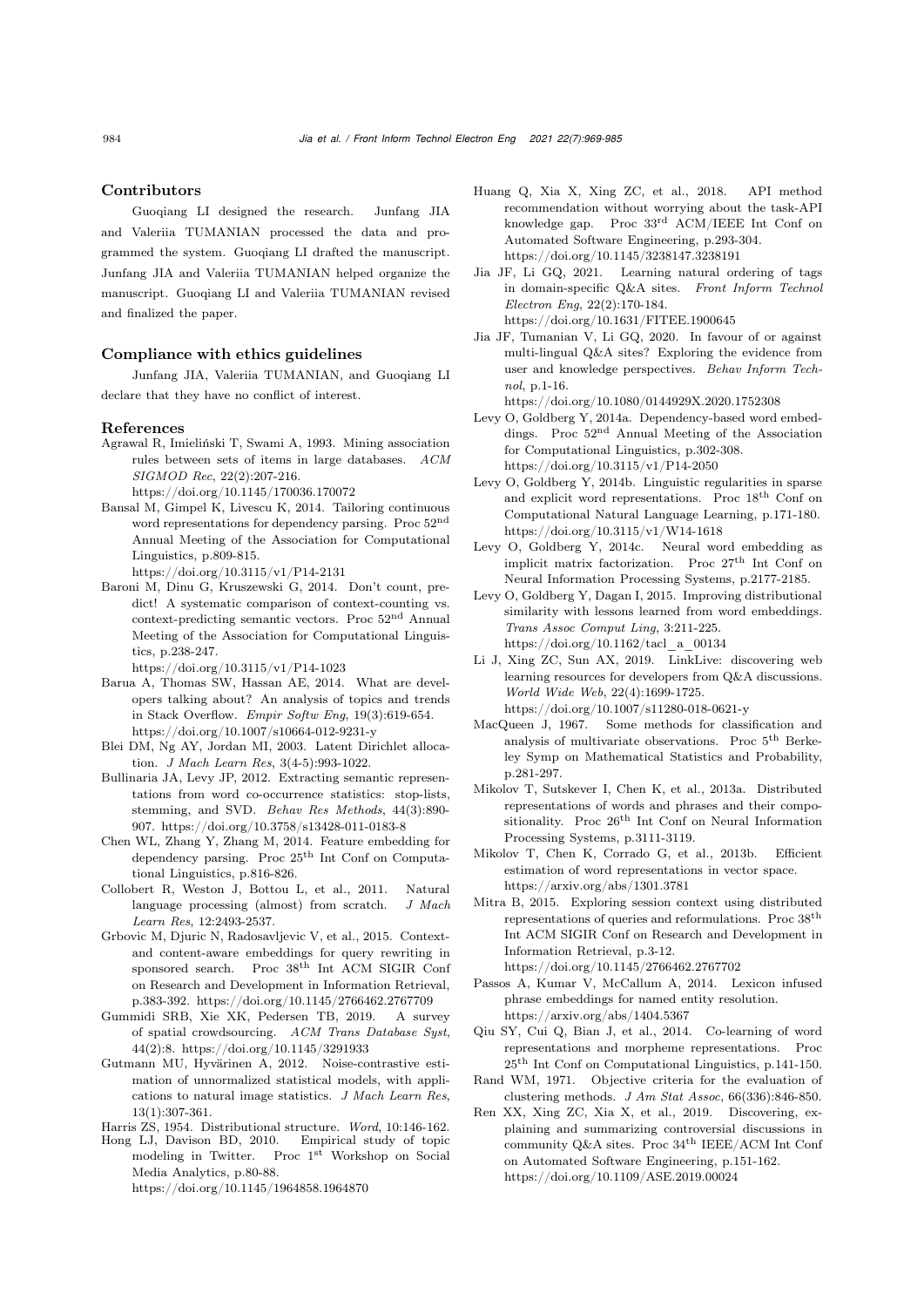## Contributors

Guoqiang LI designed the research. Junfang JIA and Valeriia TUMANIAN processed the data and programmed the system. Guoqiang LI drafted the manuscript. Junfang JIA and Valeriia TUMANIAN helped organize the manuscript. Guoqiang LI and Valeriia TUMANIAN revised and finalized the paper.

## Compliance with ethics guidelines

Junfang JIA, Valeriia TUMANIAN, and Guoqiang LI declare that they have no conflict of interest.

## References

Agrawal R, Imieliński T, Swami A, 1993. Mining association rules between sets of items in large databases. *ACM SIGMOD Rec*, 22(2):207-216. https://doi.org/10.1145/170036.170072

Bansal M, Gimpel K, Livescu K, 2014. Tailoring continuous word representations for dependency parsing. Proc 52nd Annual Meeting of the Association for Computational Linguistics, p.809-815. https://doi.org/10.3115/v1/P14-2131

Baroni M, Dinu G, Kruszewski G, 2014. Don't count, predict! A systematic comparison of context-counting vs. context-predicting semantic vectors. Proc 52nd Annual Meeting of the Association for Computational Linguistics, p.238-247. https://doi.org/10.3115/v1/P14-1023

Barua A, Thomas SW, Hassan AE, 2014. What are developers talking about? An analysis of topics and trends in Stack Overflow. *Empir Softw Eng*, 19(3):619-654. https://doi.org/10.1007/s10664-012-9231-y

Blei DM, Ng AY, Jordan MI, 2003. Latent Dirichlet allocation. *J Mach Learn Res*, 3(4-5):993-1022.

Bullinaria JA, Levy JP, 2012. Extracting semantic representations from word co-occurrence statistics: stop-lists, stemming, and SVD. *Behav Res Methods*, 44(3):890-907. https://doi.org/10.3758/s13428-011-0183-8

Chen WL, Zhang Y, Zhang M, 2014. Feature embedding for dependency parsing. Proc 25th Int Conf on Computational Linguistics, p.816-826.

Collobert R, Weston J, Bottou L, et al., 2011. Natural language processing (almost) from scratch. *J Mach Learn Res*, 12:2493-2537.

Grbovic M, Djuric N, Radosavljevic V, et al., 2015. Context- and content-aware embeddings for query rewriting in sponsored search. Proc 38th Int ACM SIGIR Conf on Research and Development in Information Retrieval, p.383-392. https://doi.org/10.1145/2766462.2767709

Gummidi SRB, Xie XK, Pedersen TB, 2019. A survey of spatial crowdsourcing. *ACM Trans Database Syst*, 44(2):8. https://doi.org/10.1145/3291933

Gutmann MU, Hyvärinen A, 2012. Noise-contrastive estimation of unnormalized statistical models, with applications to natural image statistics. *J Mach Learn Res*, 13(1):307-361.

Harris ZS, 1954. Distributional structure. *Word*, 10:146-162.

Hong LJ, Davison BD, 2010. Empirical study of topic modeling in Twitter. Proc 1st Workshop on Social Media Analytics, p.80-88. https://doi.org/10.1145/1964858.1964870

Huang Q, Xia X, Xing ZC, et al., 2018. API method recommendation without worrying about the task-API knowledge gap. Proc 33rd ACM/IEEE Int Conf on Automated Software Engineering, p.293-304. https://doi.org/10.1145/3238147.3238191

Jia JF, Li GQ, 2021. Learning natural ordering of tags in domain-specific Q&A sites. *Front Inform Technol Electron Eng*, 22(2):170-184. https://doi.org/10.1631/FITEE.1900645

Jia JF, Tumanian V, Li GQ, 2020. In favour of or against multi-lingual Q&A sites? Exploring the evidence from user and knowledge perspectives. *Behav Inform Technol*, p.1-16. https://doi.org/10.1080/0144929X.2020.1752308

Levy O, Goldberg Y, 2014a. Dependency-based word embeddings. Proc 52nd Annual Meeting of the Association for Computational Linguistics, p.302-308. https://doi.org/10.3115/v1/P14-2050

Levy O, Goldberg Y, 2014b. Linguistic regularities in sparse and explicit word representations. Proc 18th Conf on Computational Natural Language Learning, p.171-180. https://doi.org/10.3115/v1/W14-1618

Levy O, Goldberg Y, 2014c. Neural word embedding as implicit matrix factorization. Proc 27th Int Conf on Neural Information Processing Systems, p.2177-2185.

Levy O, Goldberg Y, Dagan I, 2015. Improving distributional similarity with lessons learned from word embeddings. *Trans Assoc Comput Ling*, 3:211-225. https://doi.org/10.1162/tacl_a_00134

Li J, Xing ZC, Sun AX, 2019. LinkLive: discovering web learning resources for developers from Q&A discussions. *World Wide Web*, 22(4):1699-1725. https://doi.org/10.1007/s11280-018-0621-y

MacQueen J, 1967. Some methods for classification and analysis of multivariate observations. Proc 5th Berkeley Symp on Mathematical Statistics and Probability, p.281-297.

Mikolov T, Sutskever I, Chen K, et al., 2013a. Distributed representations of words and phrases and their compositionality. Proc 26th Int Conf on Neural Information Processing Systems, p.3111-3119.

Mikolov T, Chen K, Corrado G, et al., 2013b. Efficient estimation of word representations in vector space. https://arxiv.org/abs/1301.3781

Mitra B, 2015. Exploring session context using distributed representations of queries and reformulations. Proc 38th Int ACM SIGIR Conf on Research and Development in Information Retrieval, p.3-12. https://doi.org/10.1145/2766462.2767702

Passos A, Kumar V, McCallum A, 2014. Lexicon infused phrase embeddings for named entity resolution. https://arxiv.org/abs/1404.5367

Qiu SY, Cui Q, Bian J, et al., 2014. Co-learning of word representations and morpheme representations. Proc 25th Int Conf on Computational Linguistics, p.141-150.

Rand WM, 1971. Objective criteria for the evaluation of clustering methods. *J Am Stat Assoc*, 66(336):846-850.

Ren XX, Xing ZC, Xia X, et al., 2019. Discovering, explaining and summarizing controversial discussions in community Q&A sites. Proc 34th IEEE/ACM Int Conf on Automated Software Engineering, p.151-162. https://doi.org/10.1109/ASE.2019.00024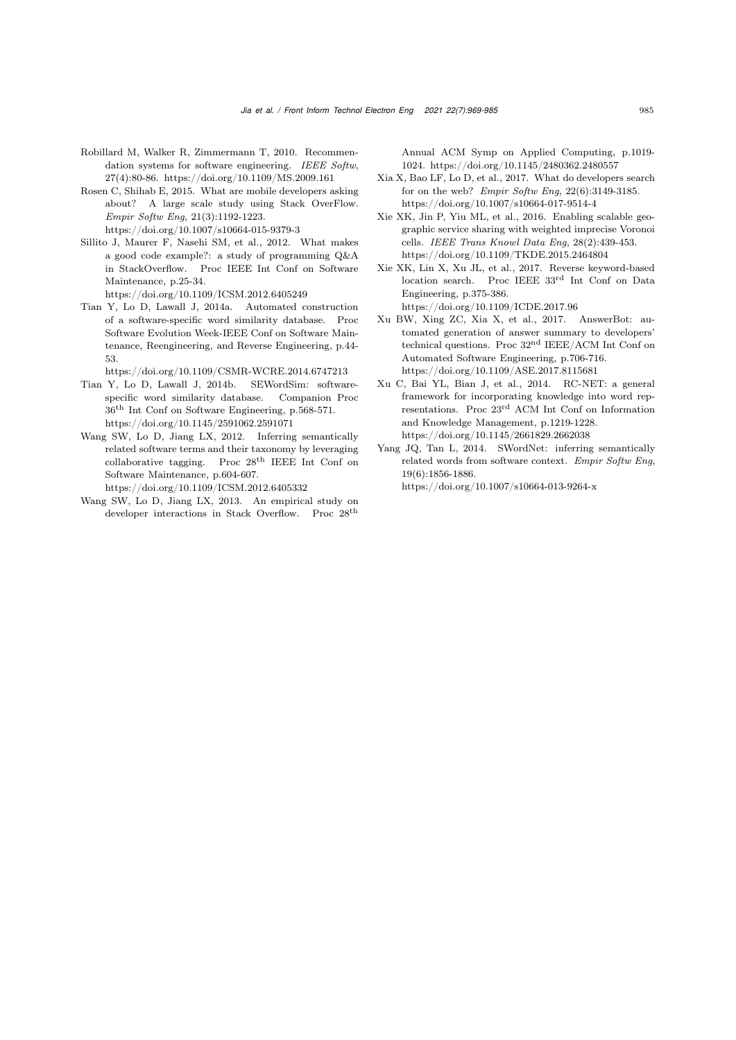Robillard M, Walker R, Zimmermann T, 2010. Recommendation systems for software engineering. *IEEE Softw*, 27(4):80-86. https://doi.org/10.1109/MS.2009.161

Rosen C, Shihab E, 2015. What are mobile developers asking about? A large scale study using Stack OverFlow. *Empir Softw Eng*, 21(3):1192-1223. https://doi.org/10.1007/s10664-015-9379-3

Sillito J, Maurer F, Nasehi SM, et al., 2012. What makes a good code example?: a study of programming Q&A in StackOverflow. Proc IEEE Int Conf on Software Maintenance, p.25-34. https://doi.org/10.1109/ICSM.2012.6405249

Tian Y, Lo D, Lawall J, 2014a. Automated construction of a software-specific word similarity database. Proc Software Evolution Week-IEEE Conf on Software Maintenance, Reengineering, and Reverse Engineering, p.44-53. https://doi.org/10.1109/CSMR-WCRE.2014.6747213

Tian Y, Lo D, Lawall J, 2014b. SEWordSim: software-specific word similarity database. Companion Proc 36th Int Conf on Software Engineering, p.568-571. https://doi.org/10.1145/2591062.2591071

Wang SW, Lo D, Jiang LX, 2012. Inferring semantically related software terms and their taxonomy by leveraging collaborative tagging. Proc 28th IEEE Int Conf on Software Maintenance, p.604-607. https://doi.org/10.1109/ICSM.2012.6405332

Wang SW, Lo D, Jiang LX, 2013. An empirical study on developer interactions in Stack Overflow. Proc 28th Annual ACM Symp on Applied Computing, p.1019-1024. https://doi.org/10.1145/2480362.2480557

Xia X, Bao LF, Lo D, et al., 2017. What do developers search for on the web? *Empir Softw Eng*, 22(6):3149-3185. https://doi.org/10.1007/s10664-017-9514-4

Xie XK, Jin P, Yiu ML, et al., 2016. Enabling scalable geographic service sharing with weighted imprecise Voronoi cells. *IEEE Trans Knowl Data Eng*, 28(2):439-453. https://doi.org/10.1109/TKDE.2015.2464804

Xie XK, Lin X, Xu JL, et al., 2017. Reverse keyword-based location search. Proc IEEE 33rd Int Conf on Data Engineering, p.375-386. https://doi.org/10.1109/ICDE.2017.96

Xu BW, Xing ZC, Xia X, et al., 2017. AnswerBot: automated generation of answer summary to developers' technical questions. Proc 32nd IEEE/ACM Int Conf on Automated Software Engineering, p.706-716. https://doi.org/10.1109/ASE.2017.8115681

Xu C, Bai YL, Bian J, et al., 2014. RC-NET: a general framework for incorporating knowledge into word representations. Proc 23rd ACM Int Conf on Information and Knowledge Management, p.1219-1228. https://doi.org/10.1145/2661829.2662038

Yang JQ, Tan L, 2014. SWordNet: inferring semantically related words from software context. *Empir Softw Eng*, 19(6):1856-1886. https://doi.org/10.1007/s10664-013-9264-x